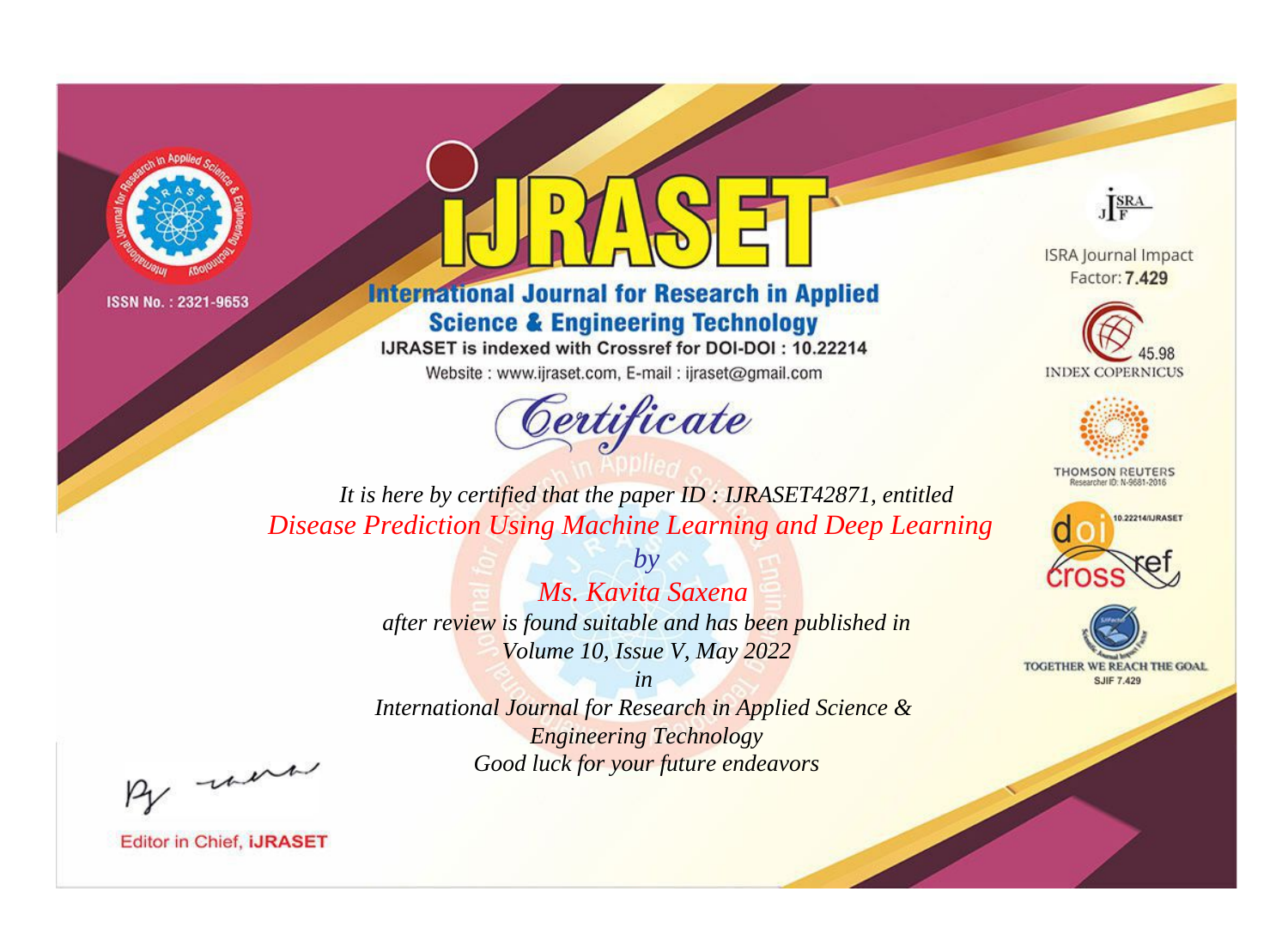ISSN No. : 2321-9653

# iJRASET

## International Journal for Research in Applied Science & Engineering Technology

IJRASET is indexed with Crossref for DOI-DOI : 10.22214

Website : www.ijraset.com, E-mail : ijraset@gmail.com

ISRA Journal Impact Factor: **7.429**

45.98 INDEX COPERNICUS

THOMSON REUTERS Researcher ID: N-9681-2016

10.22214/IJRASET

TOGETHER WE REACH THE GOAL SJIF 7.429

*Certificate*

*It is here by certified that the paper ID : IJRASET42871, entitled*

*Disease Prediction Using Machine Learning and Deep Learning*

*by*

*Ms. Kavita Saxena*

*after review is found suitable and has been published in*

*Volume 10, Issue V, May 2022*

*in*

*International Journal for Research in Applied Science & Engineering Technology*

*Good luck for your future endeavors*

Editor in Chief, **iJRASET**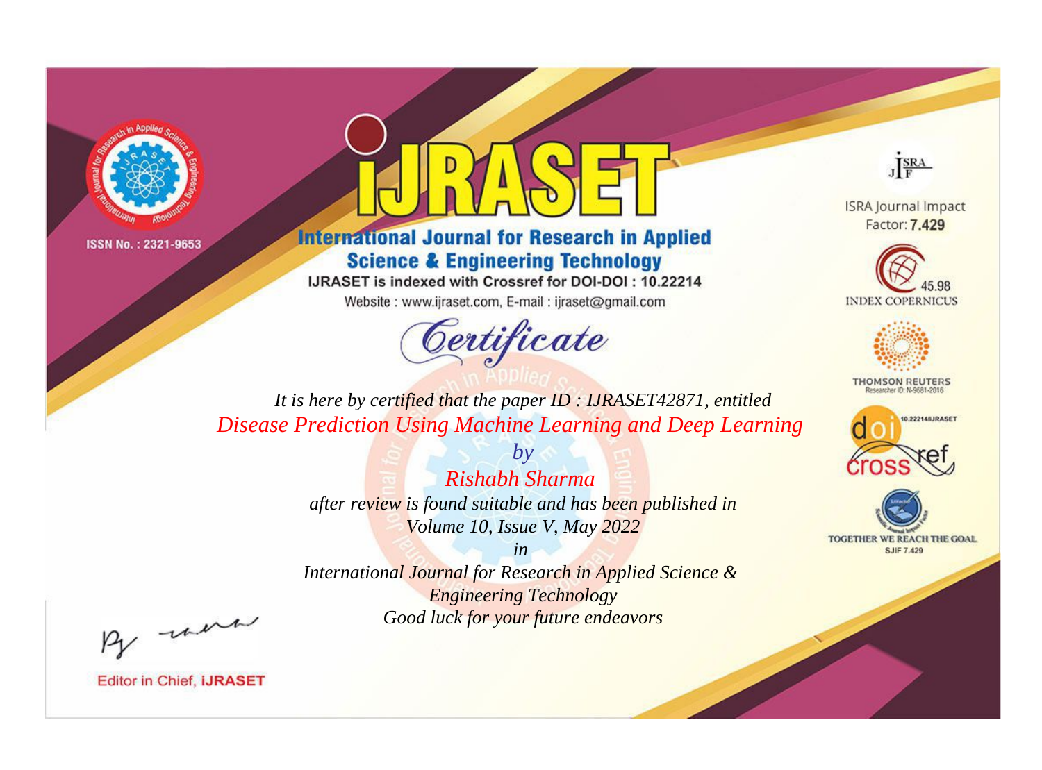ISSN No. : 2321-9653

# IJRASET

## International Journal for Research in Applied Science & Engineering Technology

IJRASET is indexed with Crossref for DOI-DOI : 10.22214

Website : www.ijraset.com, E-mail : ijraset@gmail.com

ISRA Journal Impact Factor: **7.429**

45.98 INDEX COPERNICUS

THOMSON REUTERS Researcher ID: N-9681-2016

10.22214/IJRASET

TOGETHER WE REACH THE GOAL SJIF 7.429

*Certificate*

*It is here by certified that the paper ID : IJRASET42871, entitled*

*Disease Prediction Using Machine Learning and Deep Learning*

*by*

*Rishabh Sharma*

*after review is found suitable and has been published in*

*Volume 10, Issue V, May 2022*

*in*

*International Journal for Research in Applied Science & Engineering Technology*

*Good luck for your future endeavors*

Editor in Chief, **iJRASET**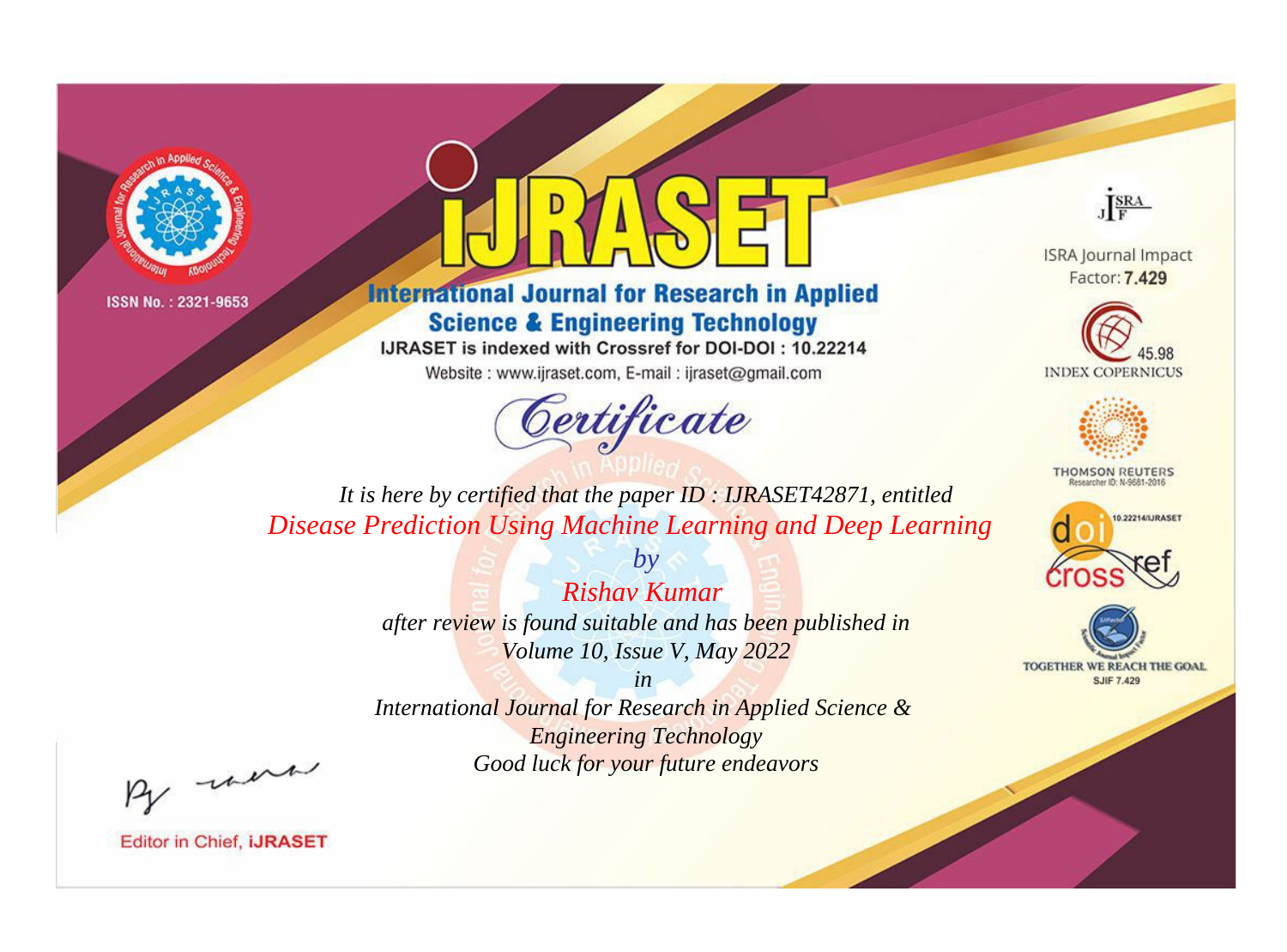ISSN No. : 2321-9653

# IJRASET

## International Journal for Research in Applied Science & Engineering Technology

IJRASET is indexed with Crossref for DOI-DOI : 10.22214

Website : www.ijraset.com, E-mail : ijraset@gmail.com

ISRA Journal Impact Factor: **7.429**

45.98 INDEX COPERNICUS

THOMSON REUTERS Researcher ID: N-9681-2016

10.22214/IJRASET

TOGETHER WE REACH THE GOAL SJIF 7.429

*Certificate*

*It is here by certified that the paper ID : IJRASET42871, entitled*

*Disease Prediction Using Machine Learning and Deep Learning*

*by*

*Rishav Kumar*

*after review is found suitable and has been published in*

*Volume 10, Issue V, May 2022*

*in*

*International Journal for Research in Applied Science & Engineering Technology*

*Good luck for your future endeavors*

Editor in Chief, **iJRASET**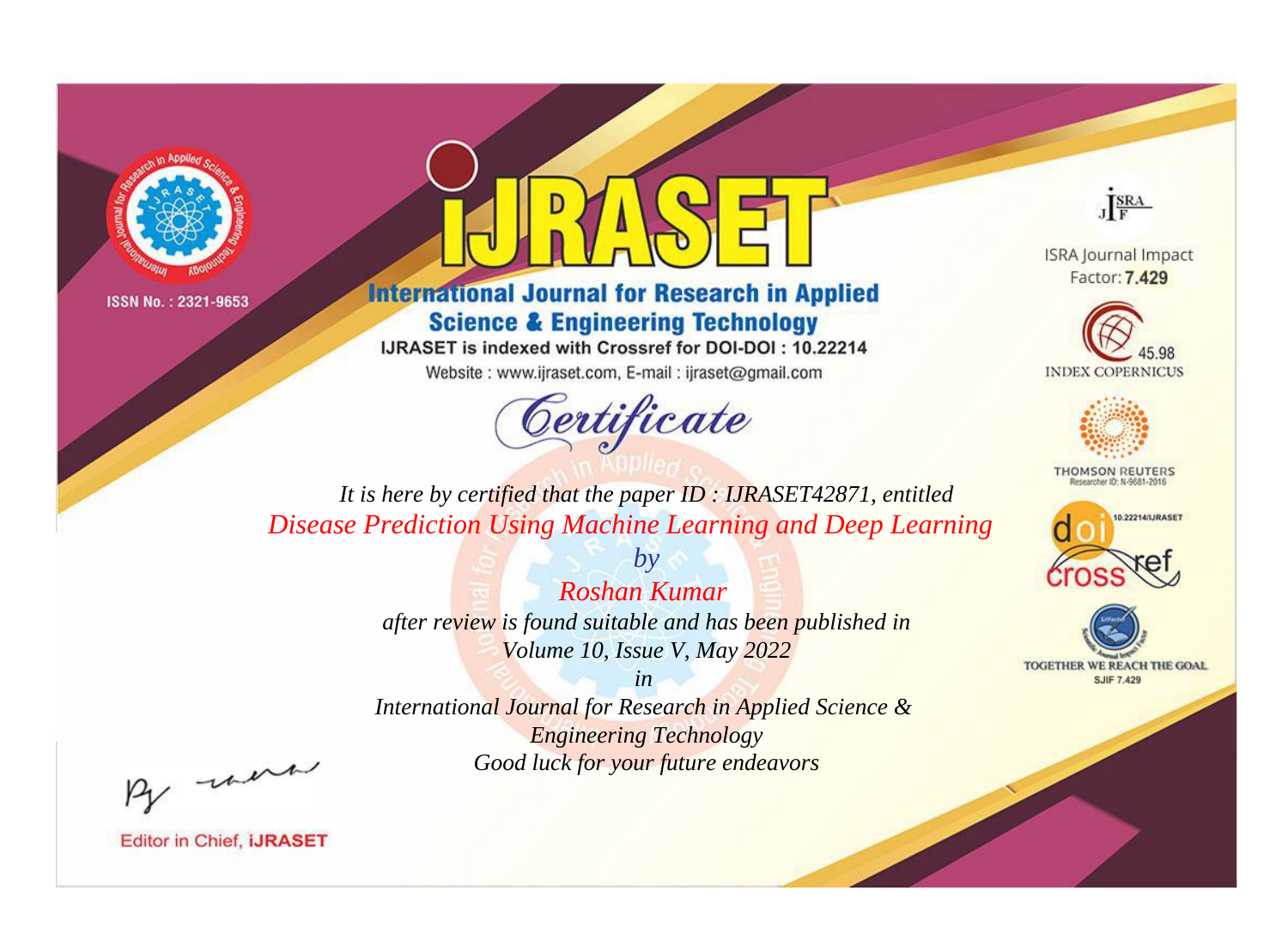ISSN No. : 2321-9653

# iJRASET

## International Journal for Research in Applied Science & Engineering Technology

IJRASET is indexed with Crossref for DOI-DOI : 10.22214

Website : www.ijraset.com, E-mail : ijraset@gmail.com

*Certificate*

*It is here by certified that the paper ID : IJRASET42871, entitled*

*Disease Prediction Using Machine Learning and Deep Learning*

*by*

*Roshan Kumar*

*after review is found suitable and has been published in*

*Volume 10, Issue V, May 2022*

*in*

*International Journal for Research in Applied Science & Engineering Technology*

*Good luck for your future endeavors*

ISRA Journal Impact Factor: **7.429**

45.98 INDEX COPERNICUS

THOMSON REUTERS Researcher ID: N-9681-2016

10.22214/IJRASET

TOGETHER WE REACH THE GOAL SJIF 7.429

Editor in Chief, **iJRASET**